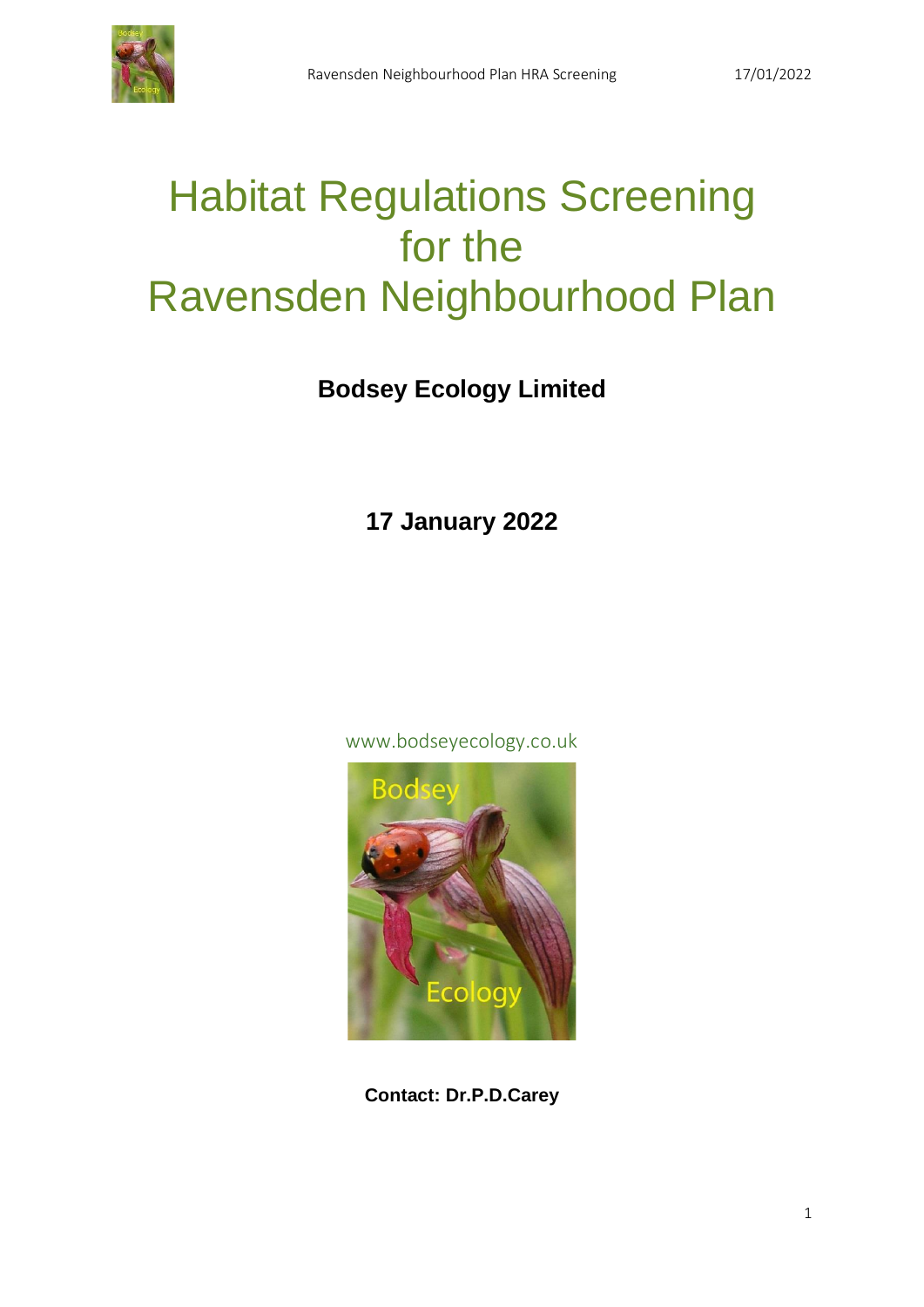# Habitat Regulations Screening for the Ravensden Neighbourhood Plan

**Bodsey Ecology Limited**

**17 January 2022**

www.bodseyecology.co.uk

**Contact: Dr.P.D.Carey**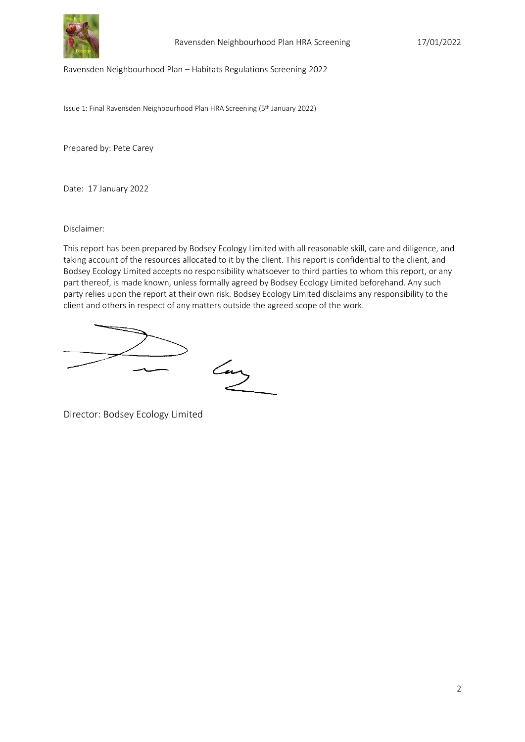Ravensden Neighbourhood Plan – Habitats Regulations Screening 2022

Issue 1: Final Ravensden Neighbourhood Plan HRA Screening (5th January 2022)

Prepared by: Pete Carey

Date: 17 January 2022

Disclaimer:

This report has been prepared by Bodsey Ecology Limited with all reasonable skill, care and diligence, and taking account of the resources allocated to it by the client. This report is confidential to the client, and Bodsey Ecology Limited accepts no responsibility whatsoever to third parties to whom this report, or any part thereof, is made known, unless formally agreed by Bodsey Ecology Limited beforehand. Any such party relies upon the report at their own risk. Bodsey Ecology Limited disclaims any responsibility to the client and others in respect of any matters outside the agreed scope of the work.

Director: Bodsey Ecology Limited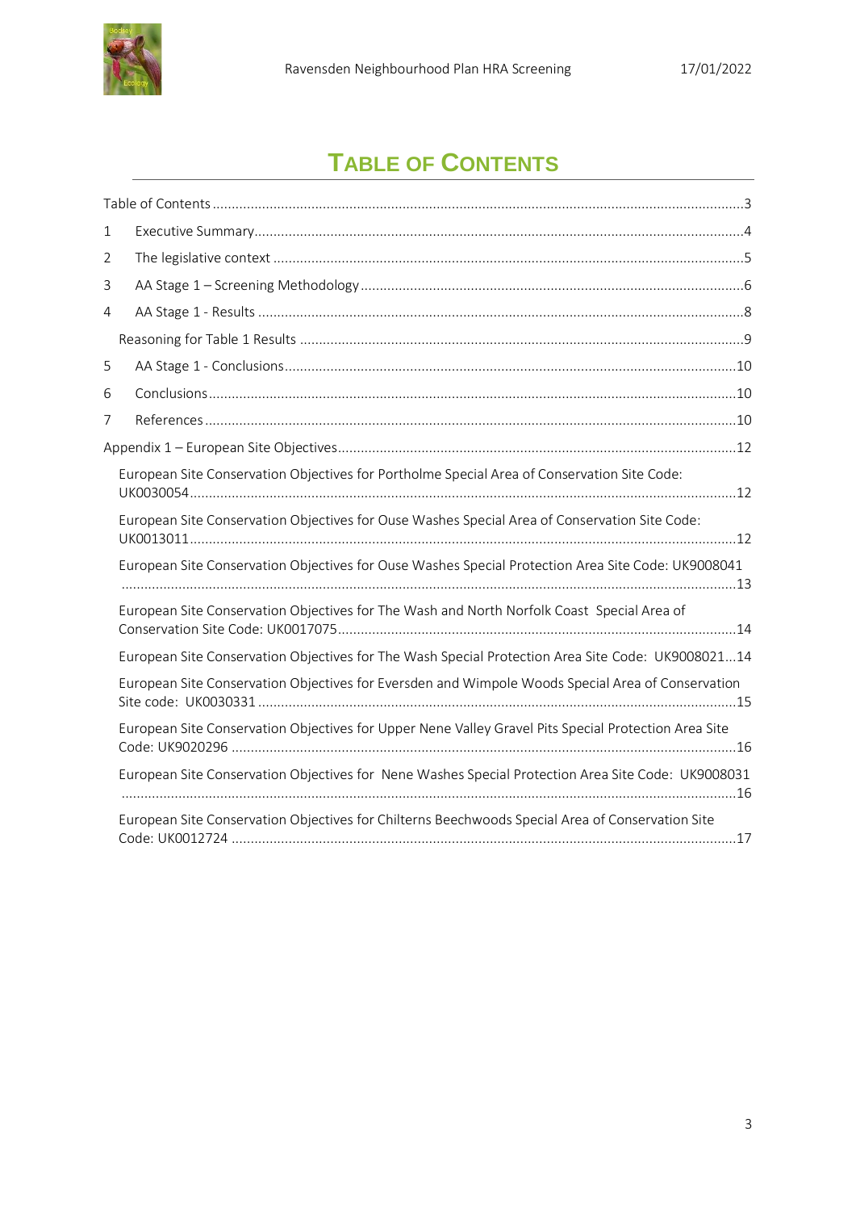# Table of Contents

Table of Contents ....................................................................................................................................3

1 Executive Summary................................................................................................................................4

2 The legislative context ..........................................................................................................................5

3 AA Stage 1 – Screening Methodology.....................................................................................................6

4 AA Stage 1 - Results ...............................................................................................................................8

Reasoning for Table 1 Results ...................................................................................................................9

5 AA Stage 1 - Conclusions......................................................................................................................10

6 Conclusions..........................................................................................................................................10

7 References ...........................................................................................................................................10

Appendix 1 – European Site Objectives........................................................................................................12

European Site Conservation Objectives for Portholme Special Area of Conservation Site Code: UK0030054...............................................................................................................................................12

European Site Conservation Objectives for Ouse Washes Special Area of Conservation Site Code: UK0013011...............................................................................................................................................12

European Site Conservation Objectives for Ouse Washes Special Protection Area Site Code: UK9008041 ................................................................................................................................................13

European Site Conservation Objectives for The Wash and North Norfolk Coast Special Area of Conservation Site Code: UK0017075........................................................................................................14

European Site Conservation Objectives for The Wash Special Protection Area Site Code: UK9008021...14

European Site Conservation Objectives for Eversden and Wimpole Woods Special Area of Conservation Site code: UK0030331 .............................................................................................................................15

European Site Conservation Objectives for Upper Nene Valley Gravel Pits Special Protection Area Site Code: UK9020296 ....................................................................................................................................16

European Site Conservation Objectives for Nene Washes Special Protection Area Site Code: UK9008031 ................................................................................................................................................16

European Site Conservation Objectives for Chilterns Beechwoods Special Area of Conservation Site Code: UK0012724 ....................................................................................................................................17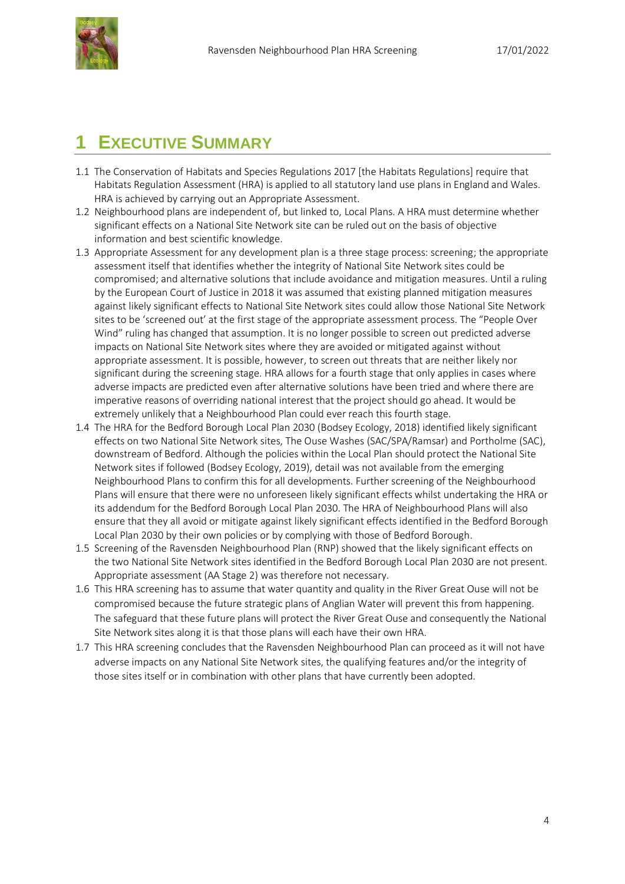# 1 Executive Summary

1.1 The Conservation of Habitats and Species Regulations 2017 [the Habitats Regulations] require that Habitats Regulation Assessment (HRA) is applied to all statutory land use plans in England and Wales. HRA is achieved by carrying out an Appropriate Assessment.

1.2 Neighbourhood plans are independent of, but linked to, Local Plans. A HRA must determine whether significant effects on a National Site Network site can be ruled out on the basis of objective information and best scientific knowledge.

1.3 Appropriate Assessment for any development plan is a three stage process: screening; the appropriate assessment itself that identifies whether the integrity of National Site Network sites could be compromised; and alternative solutions that include avoidance and mitigation measures. Until a ruling by the European Court of Justice in 2018 it was assumed that existing planned mitigation measures against likely significant effects to National Site Network sites could allow those National Site Network sites to be 'screened out' at the first stage of the appropriate assessment process. The "People Over Wind" ruling has changed that assumption. It is no longer possible to screen out predicted adverse impacts on National Site Network sites where they are avoided or mitigated against without appropriate assessment. It is possible, however, to screen out threats that are neither likely nor significant during the screening stage. HRA allows for a fourth stage that only applies in cases where adverse impacts are predicted even after alternative solutions have been tried and where there are imperative reasons of overriding national interest that the project should go ahead. It would be extremely unlikely that a Neighbourhood Plan could ever reach this fourth stage.

1.4 The HRA for the Bedford Borough Local Plan 2030 (Bodsey Ecology, 2018) identified likely significant effects on two National Site Network sites, The Ouse Washes (SAC/SPA/Ramsar) and Portholme (SAC), downstream of Bedford. Although the policies within the Local Plan should protect the National Site Network sites if followed (Bodsey Ecology, 2019), detail was not available from the emerging Neighbourhood Plans to confirm this for all developments. Further screening of the Neighbourhood Plans will ensure that there were no unforeseen likely significant effects whilst undertaking the HRA or its addendum for the Bedford Borough Local Plan 2030. The HRA of Neighbourhood Plans will also ensure that they all avoid or mitigate against likely significant effects identified in the Bedford Borough Local Plan 2030 by their own policies or by complying with those of Bedford Borough.

1.5 Screening of the Ravensden Neighbourhood Plan (RNP) showed that the likely significant effects on the two National Site Network sites identified in the Bedford Borough Local Plan 2030 are not present. Appropriate assessment (AA Stage 2) was therefore not necessary.

1.6 This HRA screening has to assume that water quantity and quality in the River Great Ouse will not be compromised because the future strategic plans of Anglian Water will prevent this from happening. The safeguard that these future plans will protect the River Great Ouse and consequently the National Site Network sites along it is that those plans will each have their own HRA.

1.7 This HRA screening concludes that the Ravensden Neighbourhood Plan can proceed as it will not have adverse impacts on any National Site Network sites, the qualifying features and/or the integrity of those sites itself or in combination with other plans that have currently been adopted.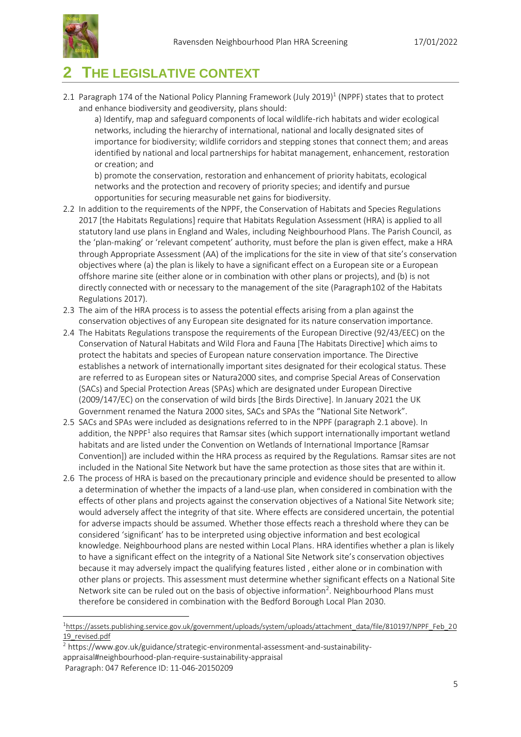# 2 THE LEGISLATIVE CONTEXT

2.1 Paragraph 174 of the National Policy Planning Framework (July 2019)[1] (NPPF) states that to protect and enhance biodiversity and geodiversity, plans should:

a) Identify, map and safeguard components of local wildlife-rich habitats and wider ecological networks, including the hierarchy of international, national and locally designated sites of importance for biodiversity; wildlife corridors and stepping stones that connect them; and areas identified by national and local partnerships for habitat management, enhancement, restoration or creation; and

b) promote the conservation, restoration and enhancement of priority habitats, ecological networks and the protection and recovery of priority species; and identify and pursue opportunities for securing measurable net gains for biodiversity.

2.2 In addition to the requirements of the NPPF, the Conservation of Habitats and Species Regulations 2017 [the Habitats Regulations] require that Habitats Regulation Assessment (HRA) is applied to all statutory land use plans in England and Wales, including Neighbourhood Plans. The Parish Council, as the 'plan-making' or 'relevant competent' authority, must before the plan is given effect, make a HRA through Appropriate Assessment (AA) of the implications for the site in view of that site's conservation objectives where (a) the plan is likely to have a significant effect on a European site or a European offshore marine site (either alone or in combination with other plans or projects), and (b) is not directly connected with or necessary to the management of the site (Paragraph102 of the Habitats Regulations 2017).

2.3 The aim of the HRA process is to assess the potential effects arising from a plan against the conservation objectives of any European site designated for its nature conservation importance.

2.4 The Habitats Regulations transpose the requirements of the European Directive (92/43/EEC) on the Conservation of Natural Habitats and Wild Flora and Fauna [The Habitats Directive] which aims to protect the habitats and species of European nature conservation importance. The Directive establishes a network of internationally important sites designated for their ecological status. These are referred to as European sites or Natura2000 sites, and comprise Special Areas of Conservation (SACs) and Special Protection Areas (SPAs) which are designated under European Directive (2009/147/EC) on the conservation of wild birds [the Birds Directive]. In January 2021 the UK Government renamed the Natura 2000 sites, SACs and SPAs the "National Site Network".

2.5 SACs and SPAs were included as designations referred to in the NPPF (paragraph 2.1 above). In addition, the NPPF[1] also requires that Ramsar sites (which support internationally important wetland habitats and are listed under the Convention on Wetlands of International Importance [Ramsar Convention]) are included within the HRA process as required by the Regulations. Ramsar sites are not included in the National Site Network but have the same protection as those sites that are within it.

2.6 The process of HRA is based on the precautionary principle and evidence should be presented to allow a determination of whether the impacts of a land-use plan, when considered in combination with the effects of other plans and projects against the conservation objectives of a National Site Network site; would adversely affect the integrity of that site. Where effects are considered uncertain, the potential for adverse impacts should be assumed. Whether those effects reach a threshold where they can be considered 'significant' has to be interpreted using objective information and best ecological knowledge. Neighbourhood plans are nested within Local Plans. HRA identifies whether a plan is likely to have a significant effect on the integrity of a National Site Network site's conservation objectives because it may adversely impact the qualifying features listed , either alone or in combination with other plans or projects. This assessment must determine whether significant effects on a National Site Network site can be ruled out on the basis of objective information[2]. Neighbourhood Plans must therefore be considered in combination with the Bedford Borough Local Plan 2030.

---

[1] https://assets.publishing.service.gov.uk/government/uploads/system/uploads/attachment_data/file/810197/NPPF_Feb_2019_revised.pdf

[2] https://www.gov.uk/guidance/strategic-environmental-assessment-and-sustainability-appraisal#neighbourhood-plan-require-sustainability-appraisal
Paragraph: 047 Reference ID: 11-046-20150209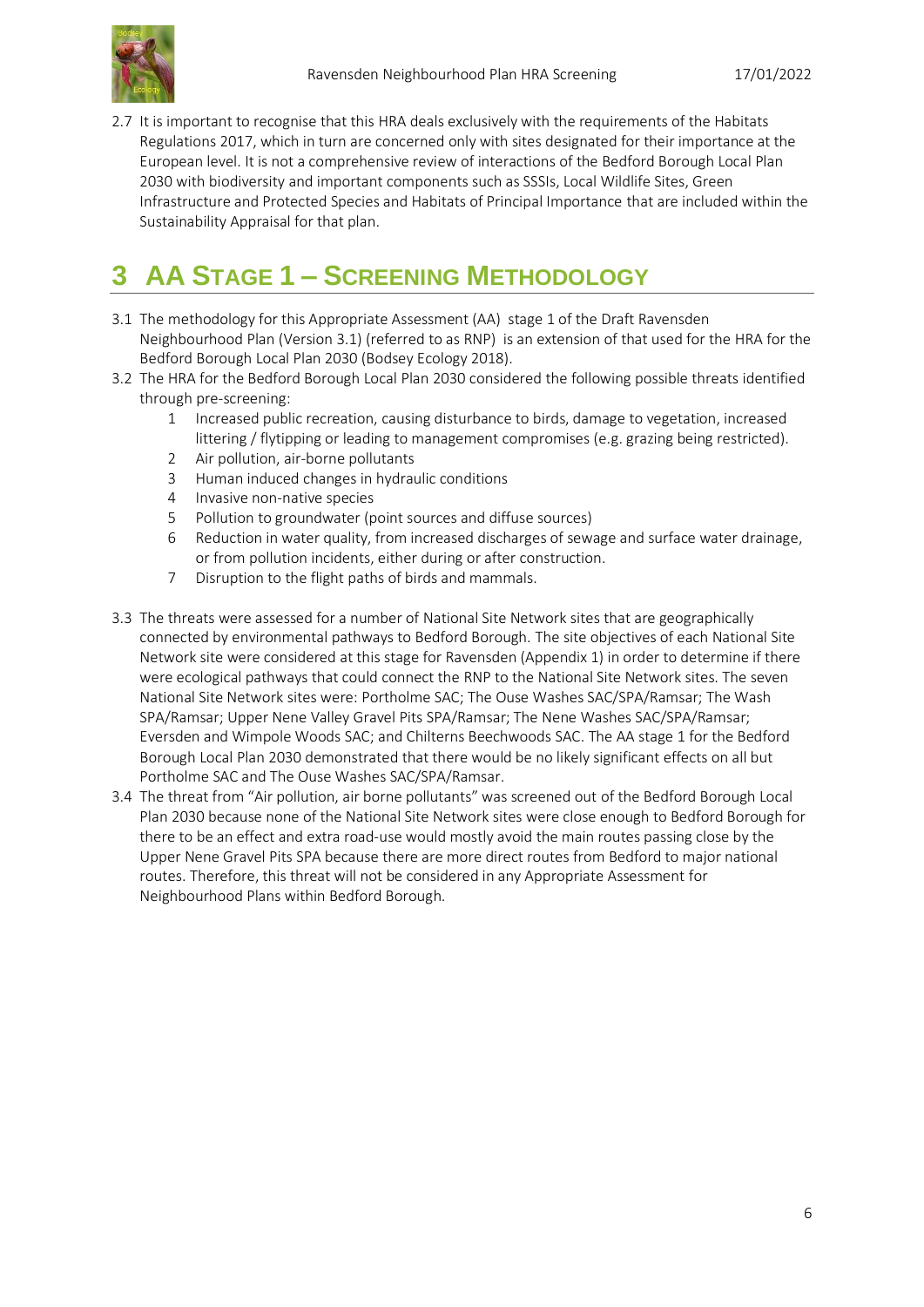2.7 It is important to recognise that this HRA deals exclusively with the requirements of the Habitats Regulations 2017, which in turn are concerned only with sites designated for their importance at the European level. It is not a comprehensive review of interactions of the Bedford Borough Local Plan 2030 with biodiversity and important components such as SSSIs, Local Wildlife Sites, Green Infrastructure and Protected Species and Habitats of Principal Importance that are included within the Sustainability Appraisal for that plan.

# 3 AA Stage 1 – Screening Methodology

3.1 The methodology for this Appropriate Assessment (AA) stage 1 of the Draft Ravensden Neighbourhood Plan (Version 3.1) (referred to as RNP) is an extension of that used for the HRA for the Bedford Borough Local Plan 2030 (Bodsey Ecology 2018).

3.2 The HRA for the Bedford Borough Local Plan 2030 considered the following possible threats identified through pre-screening:

1. Increased public recreation, causing disturbance to birds, damage to vegetation, increased littering / flytipping or leading to management compromises (e.g. grazing being restricted).
2. Air pollution, air-borne pollutants
3. Human induced changes in hydraulic conditions
4. Invasive non-native species
5. Pollution to groundwater (point sources and diffuse sources)
6. Reduction in water quality, from increased discharges of sewage and surface water drainage, or from pollution incidents, either during or after construction.
7. Disruption to the flight paths of birds and mammals.

3.3 The threats were assessed for a number of National Site Network sites that are geographically connected by environmental pathways to Bedford Borough. The site objectives of each National Site Network site were considered at this stage for Ravensden (Appendix 1) in order to determine if there were ecological pathways that could connect the RNP to the National Site Network sites. The seven National Site Network sites were: Portholme SAC; The Ouse Washes SAC/SPA/Ramsar; The Wash SPA/Ramsar; Upper Nene Valley Gravel Pits SPA/Ramsar; The Nene Washes SAC/SPA/Ramsar; Eversden and Wimpole Woods SAC; and Chilterns Beechwoods SAC. The AA stage 1 for the Bedford Borough Local Plan 2030 demonstrated that there would be no likely significant effects on all but Portholme SAC and The Ouse Washes SAC/SPA/Ramsar.

3.4 The threat from "Air pollution, air borne pollutants" was screened out of the Bedford Borough Local Plan 2030 because none of the National Site Network sites were close enough to Bedford Borough for there to be an effect and extra road-use would mostly avoid the main routes passing close by the Upper Nene Gravel Pits SPA because there are more direct routes from Bedford to major national routes. Therefore, this threat will not be considered in any Appropriate Assessment for Neighbourhood Plans within Bedford Borough.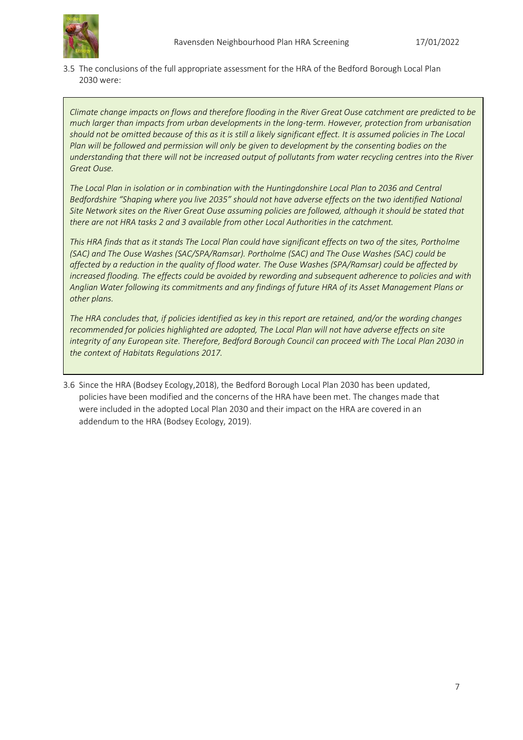3.5 The conclusions of the full appropriate assessment for the HRA of the Bedford Borough Local Plan 2030 were:

> *Climate change impacts on flows and therefore flooding in the River Great Ouse catchment are predicted to be much larger than impacts from urban developments in the long-term. However, protection from urbanisation should not be omitted because of this as it is still a likely significant effect. It is assumed policies in The Local Plan will be followed and permission will only be given to development by the consenting bodies on the understanding that there will not be increased output of pollutants from water recycling centres into the River Great Ouse.*
>
> *The Local Plan in isolation or in combination with the Huntingdonshire Local Plan to 2036 and Central Bedfordshire "Shaping where you live 2035" should not have adverse effects on the two identified National Site Network sites on the River Great Ouse assuming policies are followed, although it should be stated that there are not HRA tasks 2 and 3 available from other Local Authorities in the catchment.*
>
> *This HRA finds that as it stands The Local Plan could have significant effects on two of the sites, Portholme (SAC) and The Ouse Washes (SAC/SPA/Ramsar). Portholme (SAC) and The Ouse Washes (SAC) could be affected by a reduction in the quality of flood water. The Ouse Washes (SPA/Ramsar) could be affected by increased flooding. The effects could be avoided by rewording and subsequent adherence to policies and with Anglian Water following its commitments and any findings of future HRA of its Asset Management Plans or other plans.*
>
> *The HRA concludes that, if policies identified as key in this report are retained, and/or the wording changes recommended for policies highlighted are adopted, The Local Plan will not have adverse effects on site integrity of any European site. Therefore, Bedford Borough Council can proceed with The Local Plan 2030 in the context of Habitats Regulations 2017.*

3.6 Since the HRA (Bodsey Ecology,2018), the Bedford Borough Local Plan 2030 has been updated, policies have been modified and the concerns of the HRA have been met. The changes made that were included in the adopted Local Plan 2030 and their impact on the HRA are covered in an addendum to the HRA (Bodsey Ecology, 2019).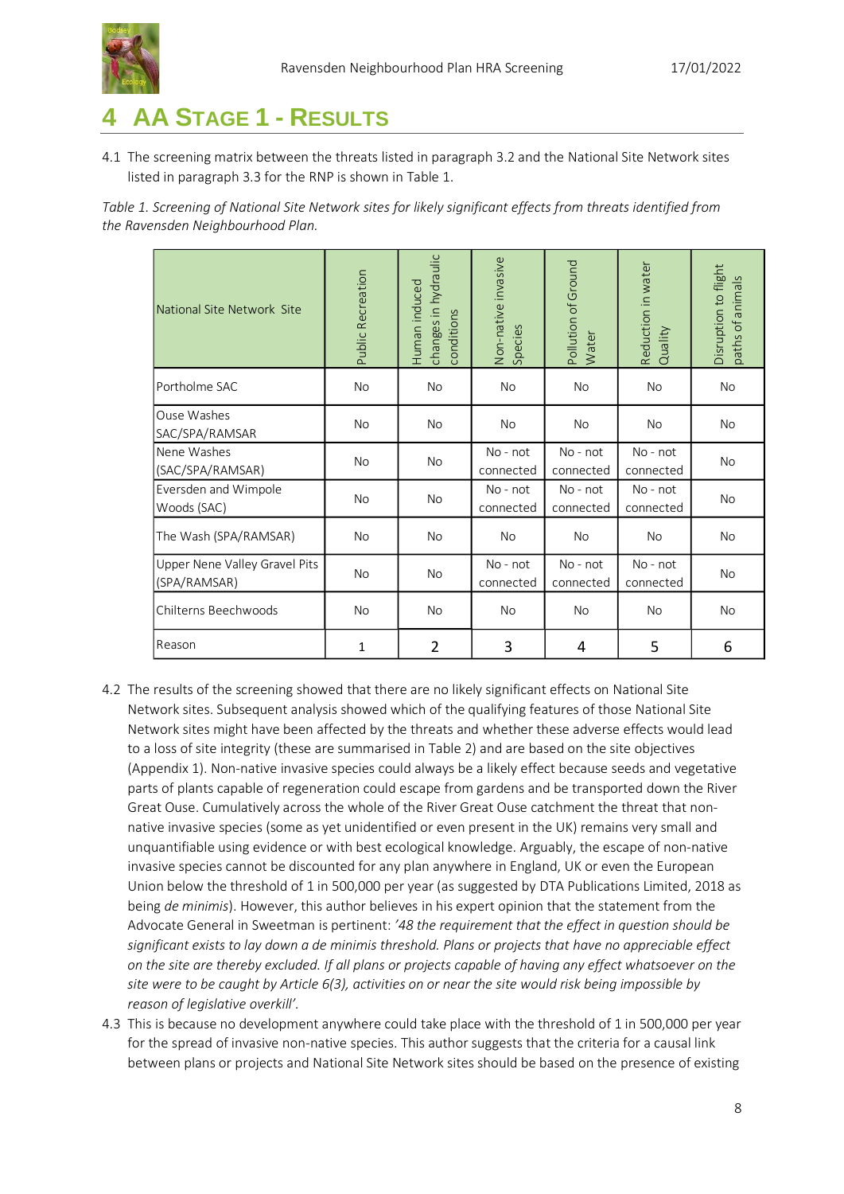# 4 AA Stage 1 - Results

4.1 The screening matrix between the threats listed in paragraph 3.2 and the National Site Network sites listed in paragraph 3.3 for the RNP is shown in Table 1.

*Table 1. Screening of National Site Network sites for likely significant effects from threats identified from the Ravensden Neighbourhood Plan.*

| National Site Network Site | Public Recreation | Human induced changes in hydraulic conditions | Non-native invasive Species | Pollution of Ground Water | Reduction in water Quality | Disruption to flight paths of animals |
|---|---|---|---|---|---|---|
| Portholme SAC | No | No | No | No | No | No |
| Ouse Washes SAC/SPA/RAMSAR | No | No | No | No | No | No |
| Nene Washes (SAC/SPA/RAMSAR) | No | No | No - not connected | No - not connected | No - not connected | No |
| Eversden and Wimpole Woods (SAC) | No | No | No - not connected | No - not connected | No - not connected | No |
| The Wash (SPA/RAMSAR) | No | No | No | No | No | No |
| Upper Nene Valley Gravel Pits (SPA/RAMSAR) | No | No | No - not connected | No - not connected | No - not connected | No |
| Chilterns Beechwoods | No | No | No | No | No | No |
| Reason | 1 | 2 | 3 | 4 | 5 | 6 |

4.2 The results of the screening showed that there are no likely significant effects on National Site Network sites. Subsequent analysis showed which of the qualifying features of those National Site Network sites might have been affected by the threats and whether these adverse effects would lead to a loss of site integrity (these are summarised in Table 2) and are based on the site objectives (Appendix 1). Non-native invasive species could always be a likely effect because seeds and vegetative parts of plants capable of regeneration could escape from gardens and be transported down the River Great Ouse. Cumulatively across the whole of the River Great Ouse catchment the threat that non-native invasive species (some as yet unidentified or even present in the UK) remains very small and unquantifiable using evidence or with best ecological knowledge. Arguably, the escape of non-native invasive species cannot be discounted for any plan anywhere in England, UK or even the European Union below the threshold of 1 in 500,000 per year (as suggested by DTA Publications Limited, 2018 as being *de minimis*). However, this author believes in his expert opinion that the statement from the Advocate General in Sweetman is pertinent: *'48 the requirement that the effect in question should be significant exists to lay down a de minimis threshold. Plans or projects that have no appreciable effect on the site are thereby excluded. If all plans or projects capable of having any effect whatsoever on the site were to be caught by Article 6(3), activities on or near the site would risk being impossible by reason of legislative overkill'.*

4.3 This is because no development anywhere could take place with the threshold of 1 in 500,000 per year for the spread of invasive non-native species. This author suggests that the criteria for a causal link between plans or projects and National Site Network sites should be based on the presence of existing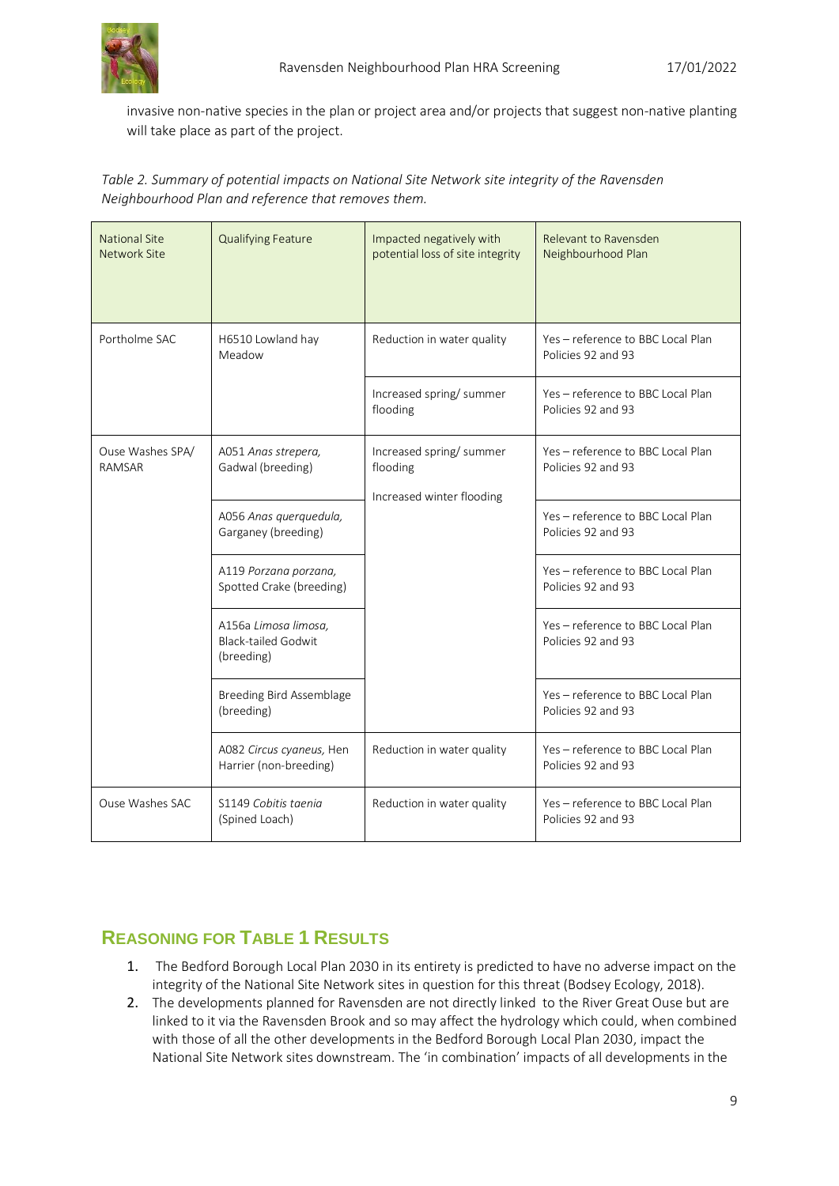invasive non-native species in the plan or project area and/or projects that suggest non-native planting will take place as part of the project.

*Table 2. Summary of potential impacts on National Site Network site integrity of the Ravensden Neighbourhood Plan and reference that removes them.*

| National Site Network Site | Qualifying Feature | Impacted negatively with potential loss of site integrity | Relevant to Ravensden Neighbourhood Plan |
|---|---|---|---|
| Portholme SAC | H6510 Lowland hay Meadow | Reduction in water quality | Yes – reference to BBC Local Plan Policies 92 and 93 |
| | | Increased spring/ summer flooding | Yes – reference to BBC Local Plan Policies 92 and 93 |
| Ouse Washes SPA/ RAMSAR | A051 *Anas strepera,* Gadwal (breeding) | Increased spring/ summer flooding<br><br>Increased winter flooding | Yes – reference to BBC Local Plan Policies 92 and 93 |
| | A056 *Anas querquedula,* Garganey (breeding) | | Yes – reference to BBC Local Plan Policies 92 and 93 |
| | A119 *Porzana porzana,* Spotted Crake (breeding) | | Yes – reference to BBC Local Plan Policies 92 and 93 |
| | A156a *Limosa limosa,* Black-tailed Godwit (breeding) | | Yes – reference to BBC Local Plan Policies 92 and 93 |
| | Breeding Bird Assemblage (breeding) | | Yes – reference to BBC Local Plan Policies 92 and 93 |
| | A082 *Circus cyaneus,* Hen Harrier (non-breeding) | Reduction in water quality | Yes – reference to BBC Local Plan Policies 92 and 93 |
| Ouse Washes SAC | S1149 *Cobitis taenia* (Spined Loach) | Reduction in water quality | Yes – reference to BBC Local Plan Policies 92 and 93 |

## Reasoning for Table 1 Results

1. The Bedford Borough Local Plan 2030 in its entirety is predicted to have no adverse impact on the integrity of the National Site Network sites in question for this threat (Bodsey Ecology, 2018).
2. The developments planned for Ravensden are not directly linked to the River Great Ouse but are linked to it via the Ravensden Brook and so may affect the hydrology which could, when combined with those of all the other developments in the Bedford Borough Local Plan 2030, impact the National Site Network sites downstream. The 'in combination' impacts of all developments in the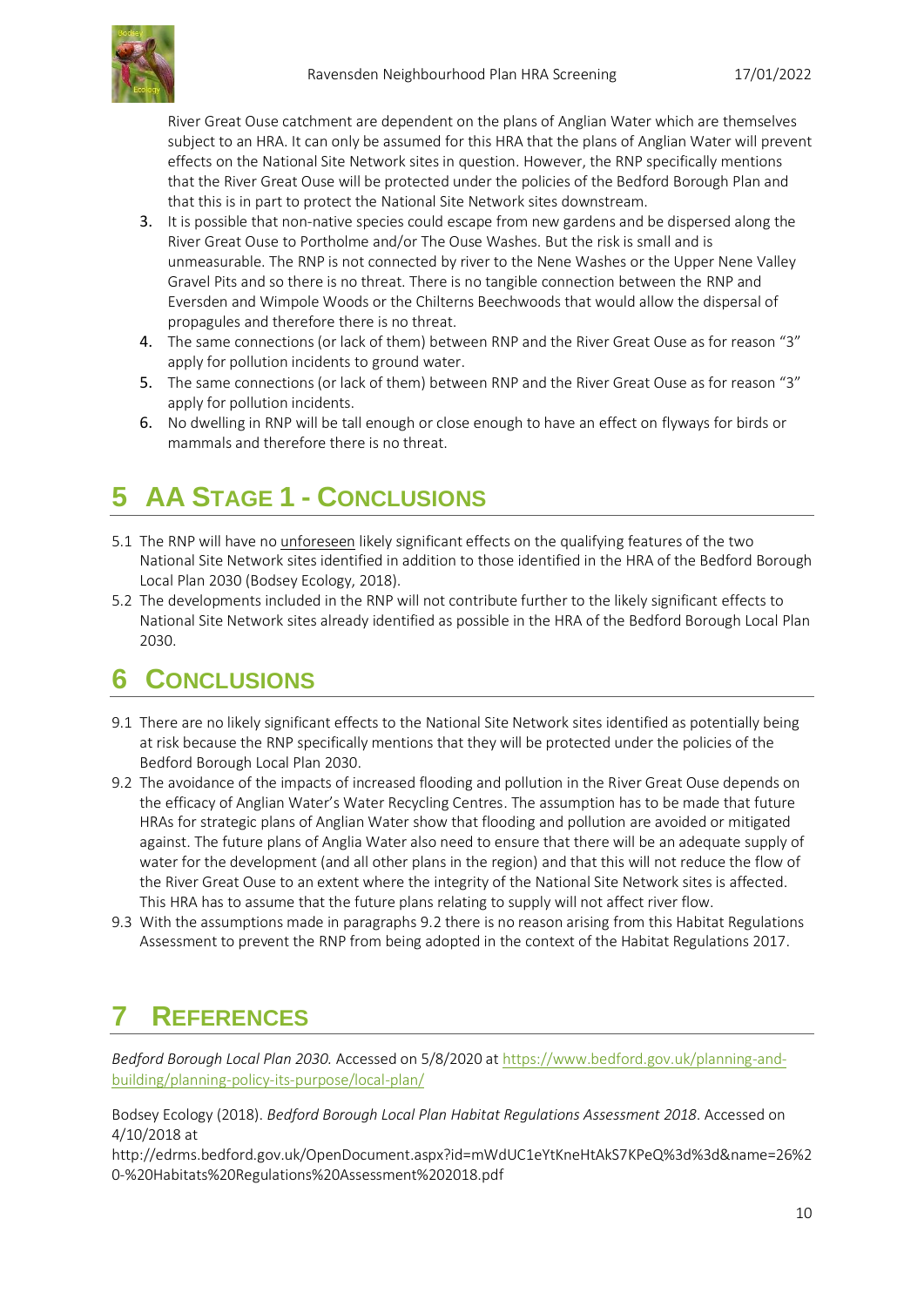River Great Ouse catchment are dependent on the plans of Anglian Water which are themselves subject to an HRA. It can only be assumed for this HRA that the plans of Anglian Water will prevent effects on the National Site Network sites in question. However, the RNP specifically mentions that the River Great Ouse will be protected under the policies of the Bedford Borough Plan and that this is in part to protect the National Site Network sites downstream.

3. It is possible that non-native species could escape from new gardens and be dispersed along the River Great Ouse to Portholme and/or The Ouse Washes. But the risk is small and is unmeasurable. The RNP is not connected by river to the Nene Washes or the Upper Nene Valley Gravel Pits and so there is no threat. There is no tangible connection between the RNP and Eversden and Wimpole Woods or the Chilterns Beechwoods that would allow the dispersal of propagules and therefore there is no threat.
4. The same connections (or lack of them) between RNP and the River Great Ouse as for reason "3" apply for pollution incidents to ground water.
5. The same connections (or lack of them) between RNP and the River Great Ouse as for reason "3" apply for pollution incidents.
6. No dwelling in RNP will be tall enough or close enough to have an effect on flyways for birds or mammals and therefore there is no threat.

# 5 AA Stage 1 - Conclusions

5.1 The RNP will have no <u>unforeseen</u> likely significant effects on the qualifying features of the two National Site Network sites identified in addition to those identified in the HRA of the Bedford Borough Local Plan 2030 (Bodsey Ecology, 2018).

5.2 The developments included in the RNP will not contribute further to the likely significant effects to National Site Network sites already identified as possible in the HRA of the Bedford Borough Local Plan 2030.

# 6 Conclusions

9.1 There are no likely significant effects to the National Site Network sites identified as potentially being at risk because the RNP specifically mentions that they will be protected under the policies of the Bedford Borough Local Plan 2030.

9.2 The avoidance of the impacts of increased flooding and pollution in the River Great Ouse depends on the efficacy of Anglian Water's Water Recycling Centres. The assumption has to be made that future HRAs for strategic plans of Anglian Water show that flooding and pollution are avoided or mitigated against. The future plans of Anglia Water also need to ensure that there will be an adequate supply of water for the development (and all other plans in the region) and that this will not reduce the flow of the River Great Ouse to an extent where the integrity of the National Site Network sites is affected. This HRA has to assume that the future plans relating to supply will not affect river flow.

9.3 With the assumptions made in paragraphs 9.2 there is no reason arising from this Habitat Regulations Assessment to prevent the RNP from being adopted in the context of the Habitat Regulations 2017.

# 7 References

*Bedford Borough Local Plan 2030.* Accessed on 5/8/2020 at https://www.bedford.gov.uk/planning-and-building/planning-policy-its-purpose/local-plan/

Bodsey Ecology (2018). *Bedford Borough Local Plan Habitat Regulations Assessment 2018*. Accessed on 4/10/2018 at http://edrms.bedford.gov.uk/OpenDocument.aspx?id=mWdUC1eYtKneHtAkS7KPeQ%3d%3d&name=26%20-%20Habitats%20Regulations%20Assessment%202018.pdf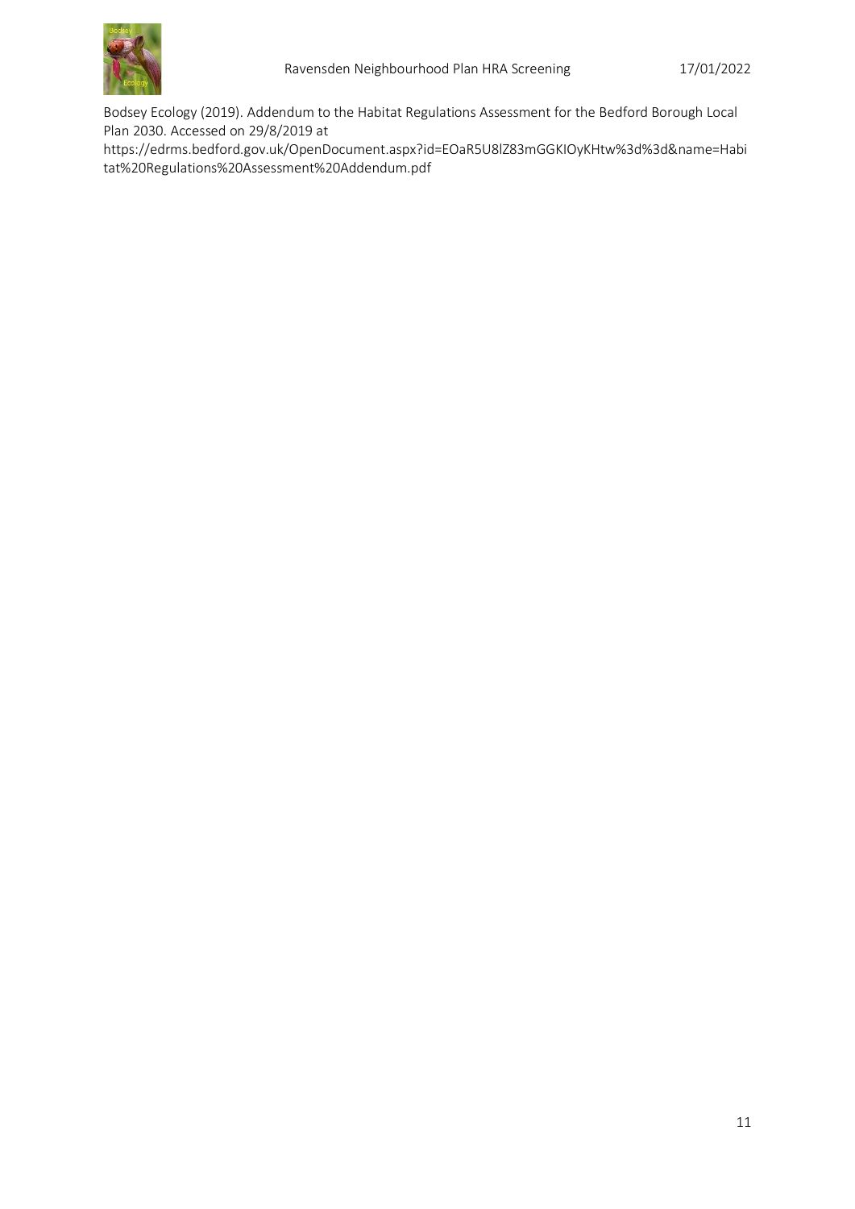Bodsey Ecology (2019). Addendum to the Habitat Regulations Assessment for the Bedford Borough Local Plan 2030. Accessed on 29/8/2019 at https://edrms.bedford.gov.uk/OpenDocument.aspx?id=EOaR5U8lZ83mGGKIOyKHtw%3d%3d&name=Habitat%20Regulations%20Assessment%20Addendum.pdf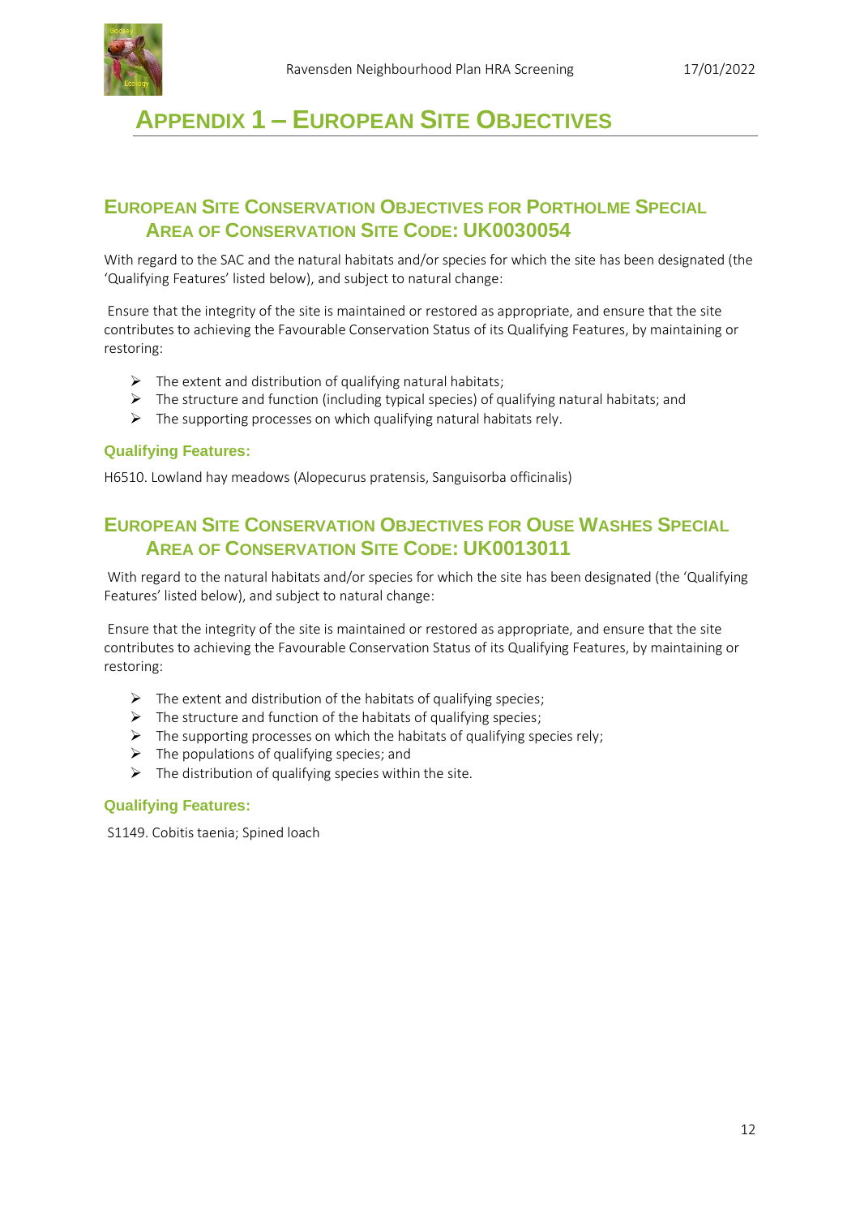# Appendix 1 – European Site Objectives

## European Site Conservation Objectives for Portholme Special Area of Conservation Site Code: UK0030054

With regard to the SAC and the natural habitats and/or species for which the site has been designated (the 'Qualifying Features' listed below), and subject to natural change:

Ensure that the integrity of the site is maintained or restored as appropriate, and ensure that the site contributes to achieving the Favourable Conservation Status of its Qualifying Features, by maintaining or restoring:

- The extent and distribution of qualifying natural habitats;
- The structure and function (including typical species) of qualifying natural habitats; and
- The supporting processes on which qualifying natural habitats rely.

### Qualifying Features:

H6510. Lowland hay meadows (Alopecurus pratensis, Sanguisorba officinalis)

## European Site Conservation Objectives for Ouse Washes Special Area of Conservation Site Code: UK0013011

With regard to the natural habitats and/or species for which the site has been designated (the 'Qualifying Features' listed below), and subject to natural change:

Ensure that the integrity of the site is maintained or restored as appropriate, and ensure that the site contributes to achieving the Favourable Conservation Status of its Qualifying Features, by maintaining or restoring:

- The extent and distribution of the habitats of qualifying species;
- The structure and function of the habitats of qualifying species;
- The supporting processes on which the habitats of qualifying species rely;
- The populations of qualifying species; and
- The distribution of qualifying species within the site.

### Qualifying Features:

S1149. Cobitis taenia; Spined loach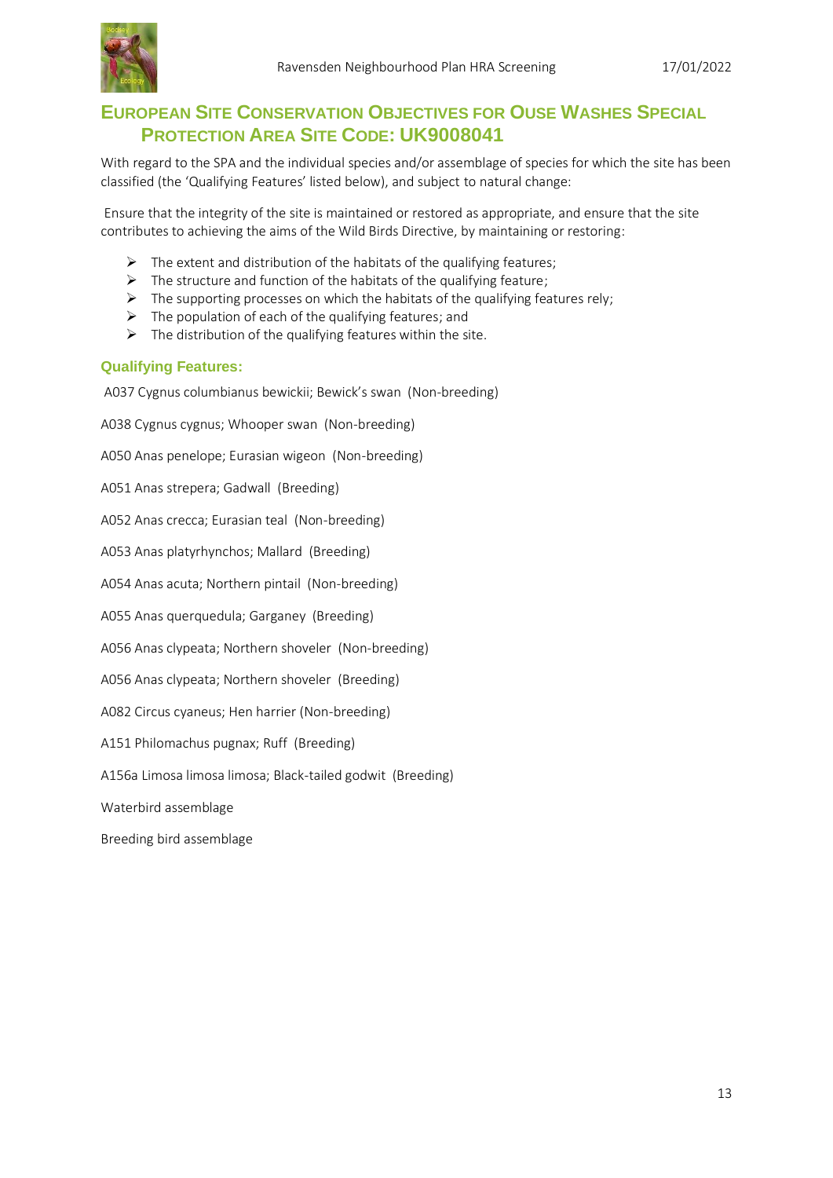## European Site Conservation Objectives for Ouse Washes Special Protection Area Site Code: UK9008041

With regard to the SPA and the individual species and/or assemblage of species for which the site has been classified (the 'Qualifying Features' listed below), and subject to natural change:

Ensure that the integrity of the site is maintained or restored as appropriate, and ensure that the site contributes to achieving the aims of the Wild Birds Directive, by maintaining or restoring:

- The extent and distribution of the habitats of the qualifying features;
- The structure and function of the habitats of the qualifying feature;
- The supporting processes on which the habitats of the qualifying features rely;
- The population of each of the qualifying features; and
- The distribution of the qualifying features within the site.

### Qualifying Features:

A037 Cygnus columbianus bewickii; Bewick's swan (Non-breeding)

A038 Cygnus cygnus; Whooper swan (Non-breeding)

A050 Anas penelope; Eurasian wigeon (Non-breeding)

A051 Anas strepera; Gadwall (Breeding)

A052 Anas crecca; Eurasian teal (Non-breeding)

A053 Anas platyrhynchos; Mallard (Breeding)

A054 Anas acuta; Northern pintail (Non-breeding)

A055 Anas querquedula; Garganey (Breeding)

A056 Anas clypeata; Northern shoveler (Non-breeding)

A056 Anas clypeata; Northern shoveler (Breeding)

A082 Circus cyaneus; Hen harrier (Non-breeding)

A151 Philomachus pugnax; Ruff (Breeding)

A156a Limosa limosa limosa; Black-tailed godwit (Breeding)

Waterbird assemblage

Breeding bird assemblage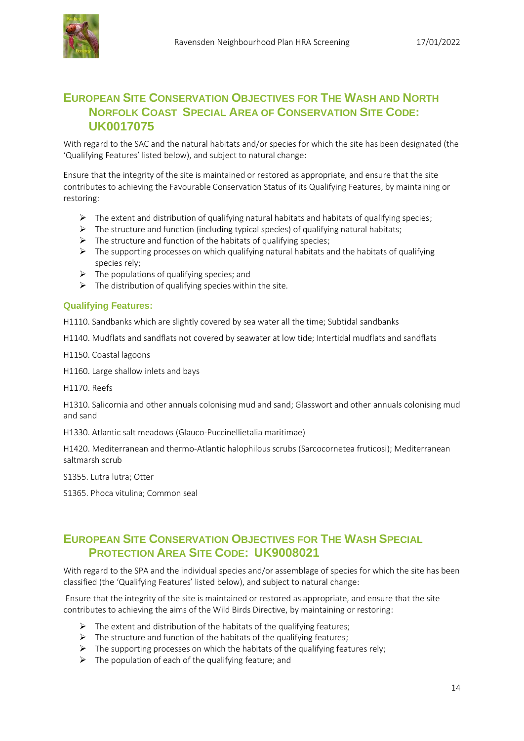## European Site Conservation Objectives for The Wash and North Norfolk Coast Special Area of Conservation Site Code: UK0017075

With regard to the SAC and the natural habitats and/or species for which the site has been designated (the 'Qualifying Features' listed below), and subject to natural change:

Ensure that the integrity of the site is maintained or restored as appropriate, and ensure that the site contributes to achieving the Favourable Conservation Status of its Qualifying Features, by maintaining or restoring:

- The extent and distribution of qualifying natural habitats and habitats of qualifying species;
- The structure and function (including typical species) of qualifying natural habitats;
- The structure and function of the habitats of qualifying species;
- The supporting processes on which qualifying natural habitats and the habitats of qualifying species rely;
- The populations of qualifying species; and
- The distribution of qualifying species within the site.

### Qualifying Features:

H1110. Sandbanks which are slightly covered by sea water all the time; Subtidal sandbanks

H1140. Mudflats and sandflats not covered by seawater at low tide; Intertidal mudflats and sandflats

H1150. Coastal lagoons

H1160. Large shallow inlets and bays

H1170. Reefs

H1310. Salicornia and other annuals colonising mud and sand; Glasswort and other annuals colonising mud and sand

H1330. Atlantic salt meadows (Glauco-Puccinellietalia maritimae)

H1420. Mediterranean and thermo-Atlantic halophilous scrubs (Sarcocornetea fruticosi); Mediterranean saltmarsh scrub

S1355. Lutra lutra; Otter

S1365. Phoca vitulina; Common seal

## European Site Conservation Objectives for The Wash Special Protection Area Site Code: UK9008021

With regard to the SPA and the individual species and/or assemblage of species for which the site has been classified (the 'Qualifying Features' listed below), and subject to natural change:

Ensure that the integrity of the site is maintained or restored as appropriate, and ensure that the site contributes to achieving the aims of the Wild Birds Directive, by maintaining or restoring:

- The extent and distribution of the habitats of the qualifying features;
- The structure and function of the habitats of the qualifying features;
- The supporting processes on which the habitats of the qualifying features rely;
- The population of each of the qualifying feature; and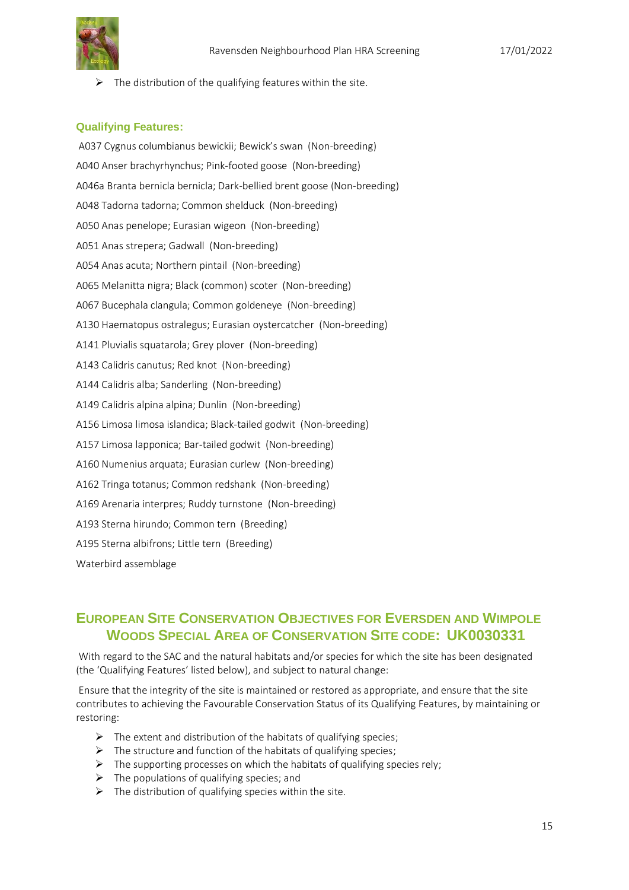- The distribution of the qualifying features within the site.

### Qualifying Features:

A037 Cygnus columbianus bewickii; Bewick's swan (Non-breeding)

A040 Anser brachyrhynchus; Pink-footed goose (Non-breeding)

A046a Branta bernicla bernicla; Dark-bellied brent goose (Non-breeding)

A048 Tadorna tadorna; Common shelduck (Non-breeding)

A050 Anas penelope; Eurasian wigeon (Non-breeding)

A051 Anas strepera; Gadwall (Non-breeding)

A054 Anas acuta; Northern pintail (Non-breeding)

A065 Melanitta nigra; Black (common) scoter (Non-breeding)

A067 Bucephala clangula; Common goldeneye (Non-breeding)

A130 Haematopus ostralegus; Eurasian oystercatcher (Non-breeding)

A141 Pluvialis squatarola; Grey plover (Non-breeding)

A143 Calidris canutus; Red knot (Non-breeding)

A144 Calidris alba; Sanderling (Non-breeding)

A149 Calidris alpina alpina; Dunlin (Non-breeding)

A156 Limosa limosa islandica; Black-tailed godwit (Non-breeding)

A157 Limosa lapponica; Bar-tailed godwit (Non-breeding)

A160 Numenius arquata; Eurasian curlew (Non-breeding)

A162 Tringa totanus; Common redshank (Non-breeding)

A169 Arenaria interpres; Ruddy turnstone (Non-breeding)

A193 Sterna hirundo; Common tern (Breeding)

A195 Sterna albifrons; Little tern (Breeding)

Waterbird assemblage

## European Site Conservation Objectives for Eversden and Wimpole Woods Special Area of Conservation Site code: UK0030331

With regard to the SAC and the natural habitats and/or species for which the site has been designated (the 'Qualifying Features' listed below), and subject to natural change:

Ensure that the integrity of the site is maintained or restored as appropriate, and ensure that the site contributes to achieving the Favourable Conservation Status of its Qualifying Features, by maintaining or restoring:

- The extent and distribution of the habitats of qualifying species;
- The structure and function of the habitats of qualifying species;
- The supporting processes on which the habitats of qualifying species rely;
- The populations of qualifying species; and
- The distribution of qualifying species within the site.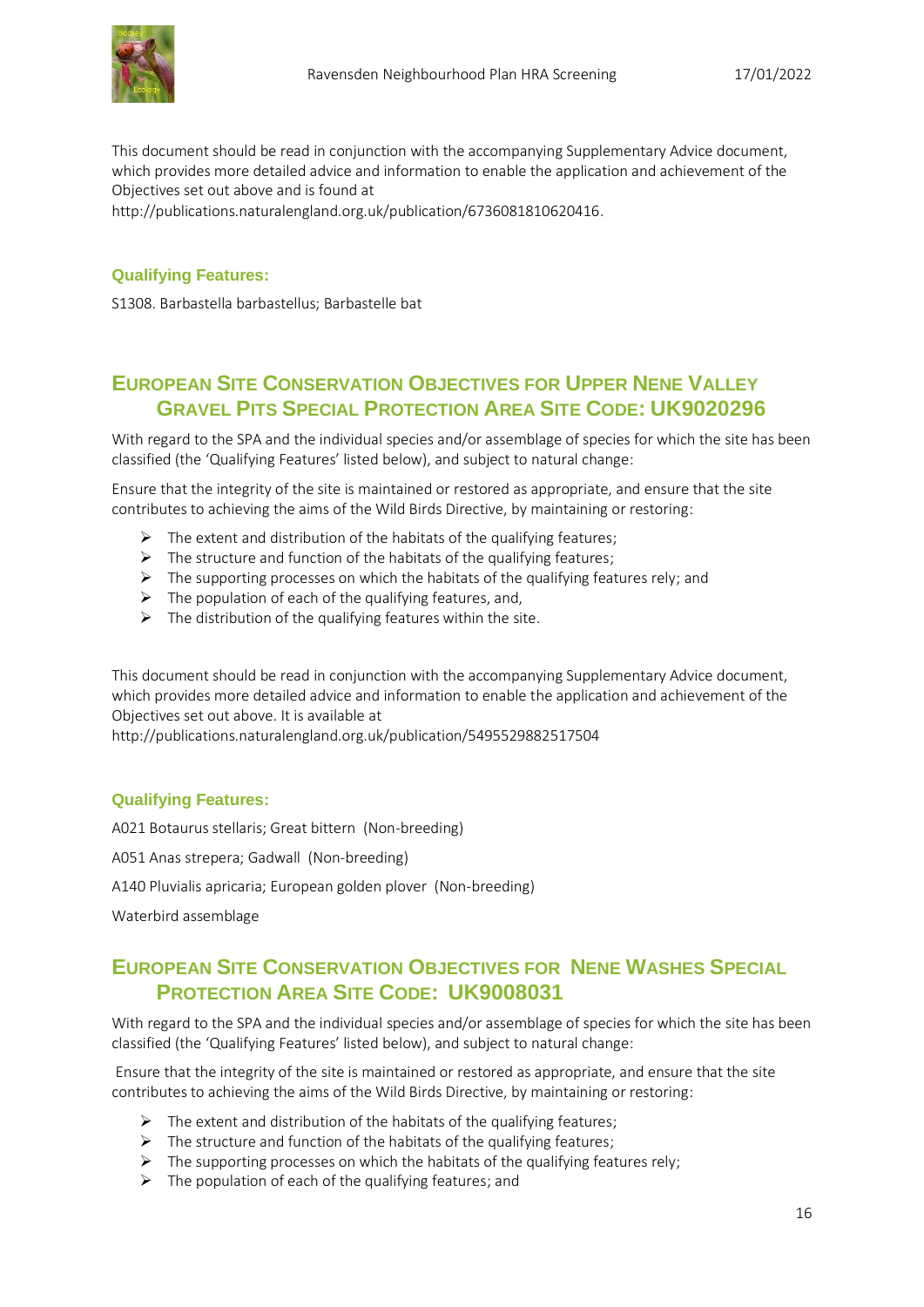This document should be read in conjunction with the accompanying Supplementary Advice document, which provides more detailed advice and information to enable the application and achievement of the Objectives set out above and is found at http://publications.naturalengland.org.uk/publication/6736081810620416.

### Qualifying Features:

S1308. Barbastella barbastellus; Barbastelle bat

## European Site Conservation Objectives for Upper Nene Valley Gravel Pits Special Protection Area Site Code: UK9020296

With regard to the SPA and the individual species and/or assemblage of species for which the site has been classified (the 'Qualifying Features' listed below), and subject to natural change:

Ensure that the integrity of the site is maintained or restored as appropriate, and ensure that the site contributes to achieving the aims of the Wild Birds Directive, by maintaining or restoring:

- The extent and distribution of the habitats of the qualifying features;
- The structure and function of the habitats of the qualifying features;
- The supporting processes on which the habitats of the qualifying features rely; and
- The population of each of the qualifying features, and,
- The distribution of the qualifying features within the site.

This document should be read in conjunction with the accompanying Supplementary Advice document, which provides more detailed advice and information to enable the application and achievement of the Objectives set out above. It is available at http://publications.naturalengland.org.uk/publication/5495529882517504

### Qualifying Features:

A021 Botaurus stellaris; Great bittern (Non-breeding)

A051 Anas strepera; Gadwall (Non-breeding)

A140 Pluvialis apricaria; European golden plover (Non-breeding)

Waterbird assemblage

## European Site Conservation Objectives for Nene Washes Special Protection Area Site Code: UK9008031

With regard to the SPA and the individual species and/or assemblage of species for which the site has been classified (the 'Qualifying Features' listed below), and subject to natural change:

Ensure that the integrity of the site is maintained or restored as appropriate, and ensure that the site contributes to achieving the aims of the Wild Birds Directive, by maintaining or restoring:

- The extent and distribution of the habitats of the qualifying features;
- The structure and function of the habitats of the qualifying features;
- The supporting processes on which the habitats of the qualifying features rely;
- The population of each of the qualifying features; and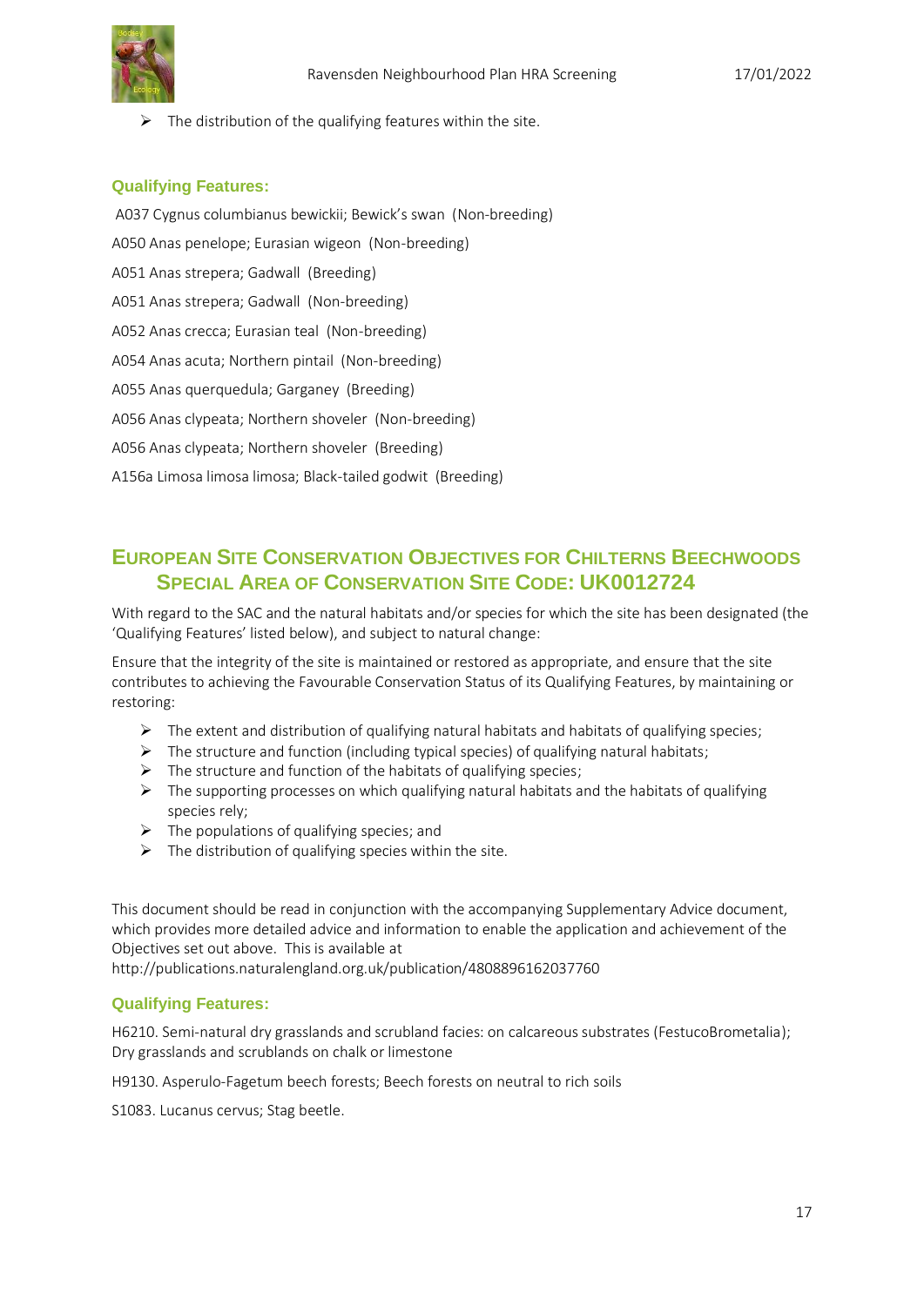- The distribution of the qualifying features within the site.

### Qualifying Features:

A037 Cygnus columbianus bewickii; Bewick's swan (Non-breeding)

A050 Anas penelope; Eurasian wigeon (Non-breeding)

A051 Anas strepera; Gadwall (Breeding)

A051 Anas strepera; Gadwall (Non-breeding)

A052 Anas crecca; Eurasian teal (Non-breeding)

A054 Anas acuta; Northern pintail (Non-breeding)

A055 Anas querquedula; Garganey (Breeding)

A056 Anas clypeata; Northern shoveler (Non-breeding)

A056 Anas clypeata; Northern shoveler (Breeding)

A156a Limosa limosa limosa; Black-tailed godwit (Breeding)

## European Site Conservation Objectives for Chilterns Beechwoods Special Area of Conservation Site Code: UK0012724

With regard to the SAC and the natural habitats and/or species for which the site has been designated (the 'Qualifying Features' listed below), and subject to natural change:

Ensure that the integrity of the site is maintained or restored as appropriate, and ensure that the site contributes to achieving the Favourable Conservation Status of its Qualifying Features, by maintaining or restoring:

- The extent and distribution of qualifying natural habitats and habitats of qualifying species;
- The structure and function (including typical species) of qualifying natural habitats;
- The structure and function of the habitats of qualifying species;
- The supporting processes on which qualifying natural habitats and the habitats of qualifying species rely;
- The populations of qualifying species; and
- The distribution of qualifying species within the site.

This document should be read in conjunction with the accompanying Supplementary Advice document, which provides more detailed advice and information to enable the application and achievement of the Objectives set out above. This is available at http://publications.naturalengland.org.uk/publication/4808896162037760

### Qualifying Features:

H6210. Semi-natural dry grasslands and scrubland facies: on calcareous substrates (FestucoBrometalia); Dry grasslands and scrublands on chalk or limestone

H9130. Asperulo-Fagetum beech forests; Beech forests on neutral to rich soils

S1083. Lucanus cervus; Stag beetle.